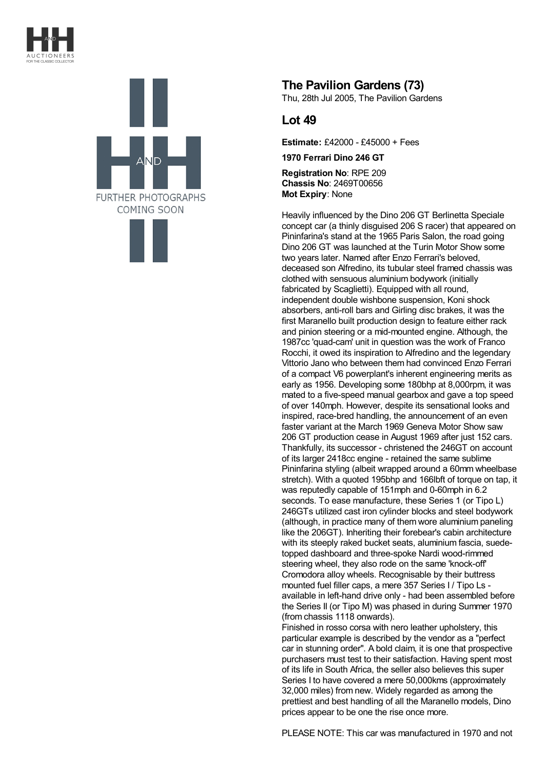## The Pavilion Gardens (73)

Thu, 28th Jul 2005, The Pavilion Gardens

## Lot 49

**Estimate:** £42000 - £45000 + Fees

**1970 Ferrari Dino 246 GT**

**Registration No**: RPE 209
**Chassis No**: 2469T00656
**Mot Expiry**: None

Heavily influenced by the Dino 206 GT Berlinetta Speciale concept car (a thinly disguised 206 S racer) that appeared on Pininfarina's stand at the 1965 Paris Salon, the road going Dino 206 GT was launched at the Turin Motor Show some two years later. Named after Enzo Ferrari's beloved, deceased son Alfredino, its tubular steel framed chassis was clothed with sensuous aluminium bodywork (initially fabricated by Scaglietti). Equipped with all round, independent double wishbone suspension, Koni shock absorbers, anti-roll bars and Girling disc brakes, it was the first Maranello built production design to feature either rack and pinion steering or a mid-mounted engine. Although, the 1987cc 'quad-cam' unit in question was the work of Franco Rocchi, it owed its inspiration to Alfredino and the legendary Vittorio Jano who between them had convinced Enzo Ferrari of a compact V6 powerplant's inherent engineering merits as early as 1956. Developing some 180bhp at 8,000rpm, it was mated to a five-speed manual gearbox and gave a top speed of over 140mph. However, despite its sensational looks and inspired, race-bred handling, the announcement of an even faster variant at the March 1969 Geneva Motor Show saw 206 GT production cease in August 1969 after just 152 cars. Thankfully, its successor - christened the 246GT on account of its larger 2418cc engine - retained the same sublime Pininfarina styling (albeit wrapped around a 60mm wheelbase stretch). With a quoted 195bhp and 166lbft of torque on tap, it was reputedly capable of 151mph and 0-60mph in 6.2 seconds. To ease manufacture, these Series 1 (or Tipo L) 246GTs utilized cast iron cylinder blocks and steel bodywork (although, in practice many of them wore aluminium paneling like the 206GT). Inheriting their forebear's cabin architecture with its steeply raked bucket seats, aluminium fascia, suede-topped dashboard and three-spoke Nardi wood-rimmed steering wheel, they also rode on the same 'knock-off' Cromodora alloy wheels. Recognisable by their buttress mounted fuel filler caps, a mere 357 Series I / Tipo Ls - available in left-hand drive only - had been assembled before the Series II (or Tipo M) was phased in during Summer 1970 (from chassis 1118 onwards).

Finished in rosso corsa with nero leather upholstery, this particular example is described by the vendor as a "perfect car in stunning order". A bold claim, it is one that prospective purchasers must test to their satisfaction. Having spent most of its life in South Africa, the seller also believes this super Series I to have covered a mere 50,000kms (approximately 32,000 miles) from new. Widely regarded as among the prettiest and best handling of all the Maranello models, Dino prices appear to be one the rise once more.

PLEASE NOTE: This car was manufactured in 1970 and not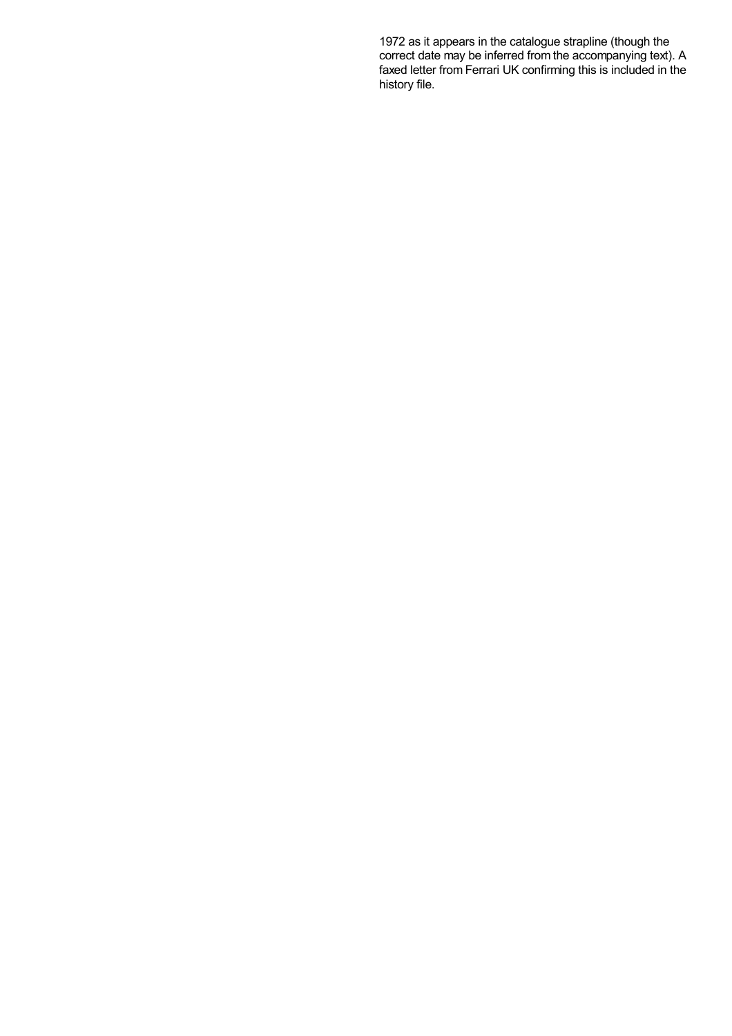1972 as it appears in the catalogue strapline (though the correct date may be inferred from the accompanying text). A faxed letter from Ferrari UK confirming this is included in the history file.